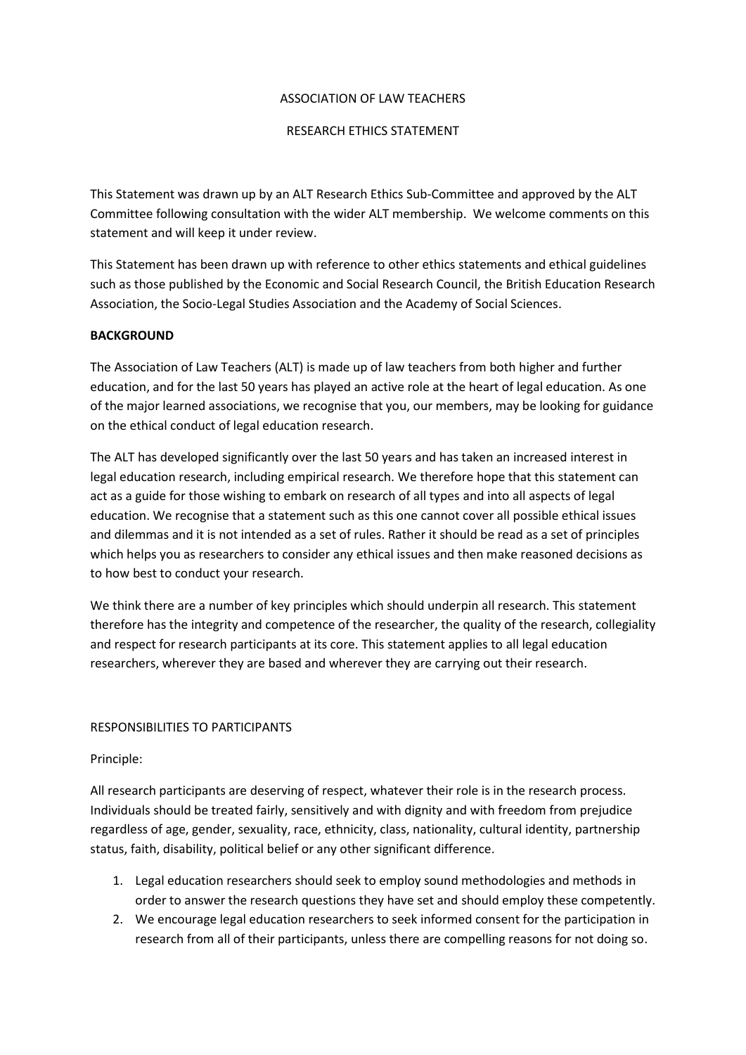# ASSOCIATION OF LAW TEACHERS

## RESEARCH ETHICS STATEMENT

This Statement was drawn up by an ALT Research Ethics Sub-Committee and approved by the ALT Committee following consultation with the wider ALT membership. We welcome comments on this statement and will keep it under review.

This Statement has been drawn up with reference to other ethics statements and ethical guidelines such as those published by the Economic and Social Research Council, the British Education Research Association, the Socio-Legal Studies Association and the Academy of Social Sciences.

**BACKGROUND**

The Association of Law Teachers (ALT) is made up of law teachers from both higher and further education, and for the last 50 years has played an active role at the heart of legal education. As one of the major learned associations, we recognise that you, our members, may be looking for guidance on the ethical conduct of legal education research.

The ALT has developed significantly over the last 50 years and has taken an increased interest in legal education research, including empirical research. We therefore hope that this statement can act as a guide for those wishing to embark on research of all types and into all aspects of legal education. We recognise that a statement such as this one cannot cover all possible ethical issues and dilemmas and it is not intended as a set of rules. Rather it should be read as a set of principles which helps you as researchers to consider any ethical issues and then make reasoned decisions as to how best to conduct your research.

We think there are a number of key principles which should underpin all research. This statement therefore has the integrity and competence of the researcher, the quality of the research, collegiality and respect for research participants at its core. This statement applies to all legal education researchers, wherever they are based and wherever they are carrying out their research.

RESPONSIBILITIES TO PARTICIPANTS

Principle:

All research participants are deserving of respect, whatever their role is in the research process. Individuals should be treated fairly, sensitively and with dignity and with freedom from prejudice regardless of age, gender, sexuality, race, ethnicity, class, nationality, cultural identity, partnership status, faith, disability, political belief or any other significant difference.

1. Legal education researchers should seek to employ sound methodologies and methods in order to answer the research questions they have set and should employ these competently.
2. We encourage legal education researchers to seek informed consent for the participation in research from all of their participants, unless there are compelling reasons for not doing so.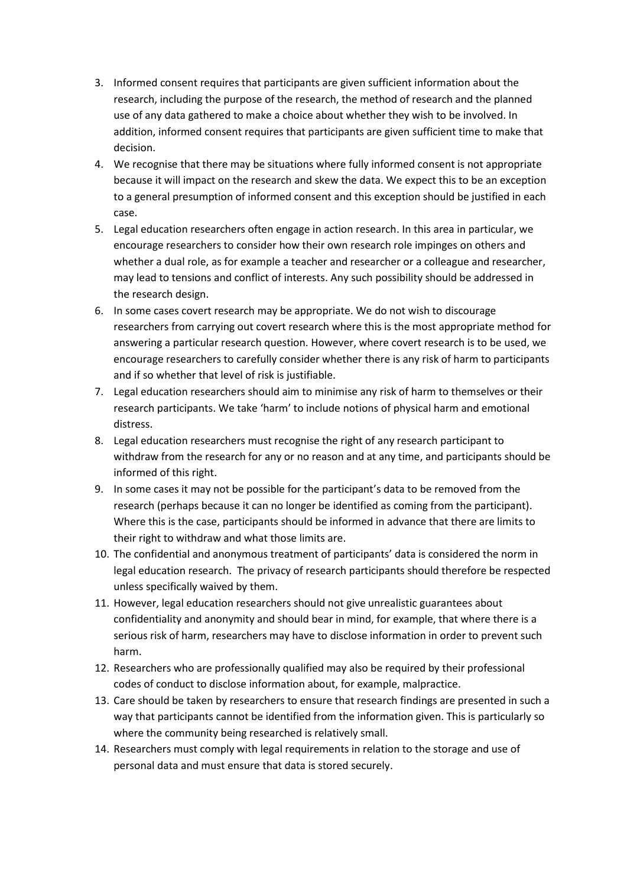3. Informed consent requires that participants are given sufficient information about the research, including the purpose of the research, the method of research and the planned use of any data gathered to make a choice about whether they wish to be involved. In addition, informed consent requires that participants are given sufficient time to make that decision.
4. We recognise that there may be situations where fully informed consent is not appropriate because it will impact on the research and skew the data. We expect this to be an exception to a general presumption of informed consent and this exception should be justified in each case.
5. Legal education researchers often engage in action research. In this area in particular, we encourage researchers to consider how their own research role impinges on others and whether a dual role, as for example a teacher and researcher or a colleague and researcher, may lead to tensions and conflict of interests. Any such possibility should be addressed in the research design.
6. In some cases covert research may be appropriate. We do not wish to discourage researchers from carrying out covert research where this is the most appropriate method for answering a particular research question. However, where covert research is to be used, we encourage researchers to carefully consider whether there is any risk of harm to participants and if so whether that level of risk is justifiable.
7. Legal education researchers should aim to minimise any risk of harm to themselves or their research participants. We take 'harm' to include notions of physical harm and emotional distress.
8. Legal education researchers must recognise the right of any research participant to withdraw from the research for any or no reason and at any time, and participants should be informed of this right.
9. In some cases it may not be possible for the participant's data to be removed from the research (perhaps because it can no longer be identified as coming from the participant). Where this is the case, participants should be informed in advance that there are limits to their right to withdraw and what those limits are.
10. The confidential and anonymous treatment of participants' data is considered the norm in legal education research. The privacy of research participants should therefore be respected unless specifically waived by them.
11. However, legal education researchers should not give unrealistic guarantees about confidentiality and anonymity and should bear in mind, for example, that where there is a serious risk of harm, researchers may have to disclose information in order to prevent such harm.
12. Researchers who are professionally qualified may also be required by their professional codes of conduct to disclose information about, for example, malpractice.
13. Care should be taken by researchers to ensure that research findings are presented in such a way that participants cannot be identified from the information given. This is particularly so where the community being researched is relatively small.
14. Researchers must comply with legal requirements in relation to the storage and use of personal data and must ensure that data is stored securely.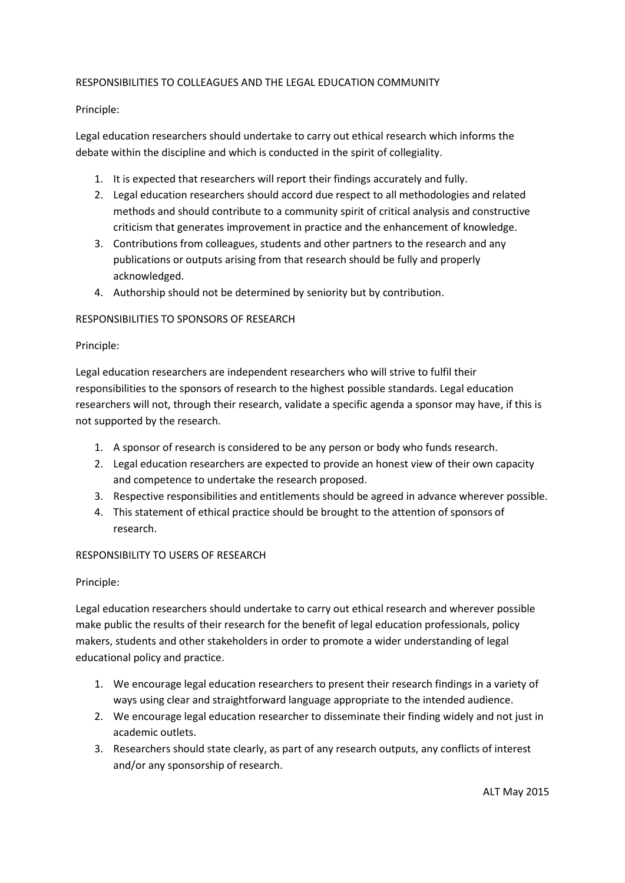## RESPONSIBILITIES TO COLLEAGUES AND THE LEGAL EDUCATION COMMUNITY

Principle:

Legal education researchers should undertake to carry out ethical research which informs the debate within the discipline and which is conducted in the spirit of collegiality.

1. It is expected that researchers will report their findings accurately and fully.
2. Legal education researchers should accord due respect to all methodologies and related methods and should contribute to a community spirit of critical analysis and constructive criticism that generates improvement in practice and the enhancement of knowledge.
3. Contributions from colleagues, students and other partners to the research and any publications or outputs arising from that research should be fully and properly acknowledged.
4. Authorship should not be determined by seniority but by contribution.

## RESPONSIBILITIES TO SPONSORS OF RESEARCH

Principle:

Legal education researchers are independent researchers who will strive to fulfil their responsibilities to the sponsors of research to the highest possible standards. Legal education researchers will not, through their research, validate a specific agenda a sponsor may have, if this is not supported by the research.

1. A sponsor of research is considered to be any person or body who funds research.
2. Legal education researchers are expected to provide an honest view of their own capacity and competence to undertake the research proposed.
3. Respective responsibilities and entitlements should be agreed in advance wherever possible.
4. This statement of ethical practice should be brought to the attention of sponsors of research.

## RESPONSIBILITY TO USERS OF RESEARCH

Principle:

Legal education researchers should undertake to carry out ethical research and wherever possible make public the results of their research for the benefit of legal education professionals, policy makers, students and other stakeholders in order to promote a wider understanding of legal educational policy and practice.

1. We encourage legal education researchers to present their research findings in a variety of ways using clear and straightforward language appropriate to the intended audience.
2. We encourage legal education researcher to disseminate their finding widely and not just in academic outlets.
3. Researchers should state clearly, as part of any research outputs, any conflicts of interest and/or any sponsorship of research.

ALT May 2015